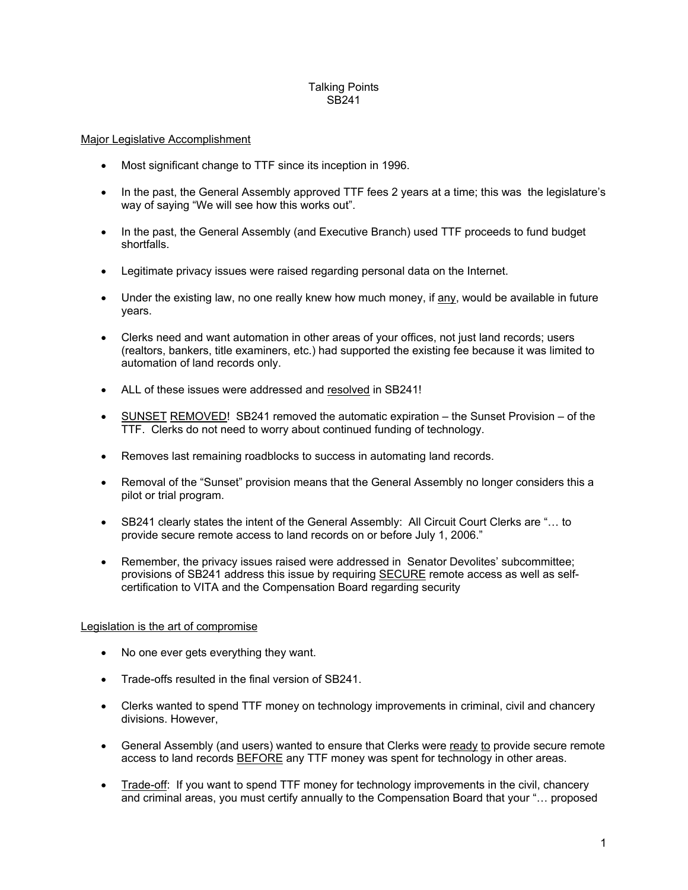# Talking Points
# SB241

## Major Legislative Accomplishment

- Most significant change to TTF since its inception in 1996.
- In the past, the General Assembly approved TTF fees 2 years at a time; this was the legislature's way of saying "We will see how this works out".
- In the past, the General Assembly (and Executive Branch) used TTF proceeds to fund budget shortfalls.
- Legitimate privacy issues were raised regarding personal data on the Internet.
- Under the existing law, no one really knew how much money, if any, would be available in future years.
- Clerks need and want automation in other areas of your offices, not just land records; users (realtors, bankers, title examiners, etc.) had supported the existing fee because it was limited to automation of land records only.
- ALL of these issues were addressed and resolved in SB241!
- SUNSET REMOVED! SB241 removed the automatic expiration – the Sunset Provision – of the TTF. Clerks do not need to worry about continued funding of technology.
- Removes last remaining roadblocks to success in automating land records.
- Removal of the "Sunset" provision means that the General Assembly no longer considers this a pilot or trial program.
- SB241 clearly states the intent of the General Assembly: All Circuit Court Clerks are "… to provide secure remote access to land records on or before July 1, 2006."
- Remember, the privacy issues raised were addressed in Senator Devolites' subcommittee; provisions of SB241 address this issue by requiring SECURE remote access as well as self-certification to VITA and the Compensation Board regarding security

## Legislation is the art of compromise

- No one ever gets everything they want.
- Trade-offs resulted in the final version of SB241.
- Clerks wanted to spend TTF money on technology improvements in criminal, civil and chancery divisions. However,
- General Assembly (and users) wanted to ensure that Clerks were ready to provide secure remote access to land records BEFORE any TTF money was spent for technology in other areas.
- Trade-off: If you want to spend TTF money for technology improvements in the civil, chancery and criminal areas, you must certify annually to the Compensation Board that your "… proposed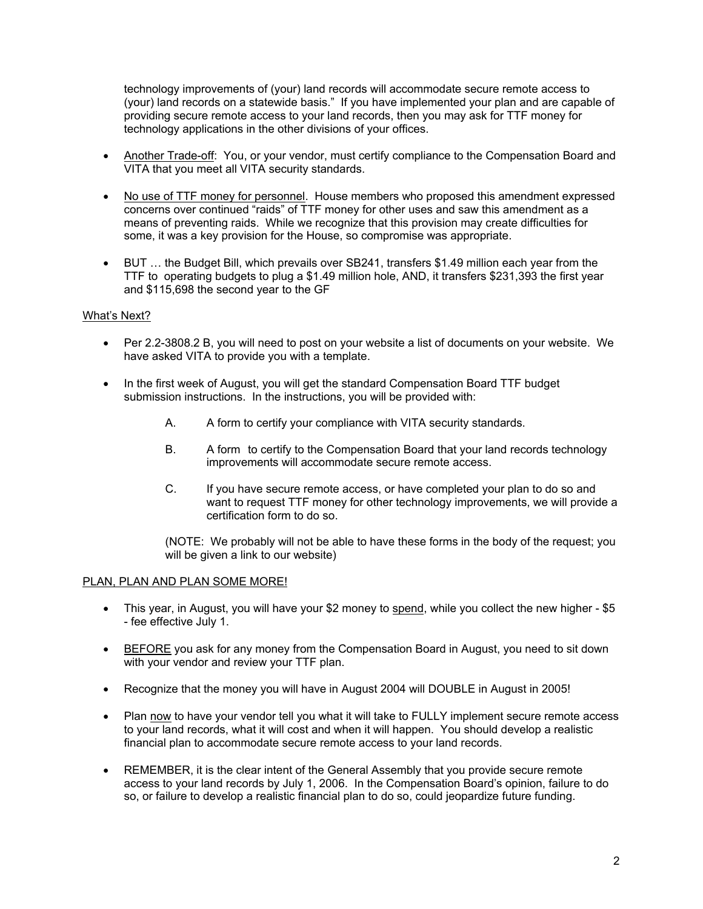technology improvements of (your) land records will accommodate secure remote access to (your) land records on a statewide basis." If you have implemented your plan and are capable of providing secure remote access to your land records, then you may ask for TTF money for technology applications in the other divisions of your offices.

- <u>Another Trade-off</u>: You, or your vendor, must certify compliance to the Compensation Board and VITA that you meet all VITA security standards.
- <u>No use of TTF money for personnel</u>. House members who proposed this amendment expressed concerns over continued "raids" of TTF money for other uses and saw this amendment as a means of preventing raids. While we recognize that this provision may create difficulties for some, it was a key provision for the House, so compromise was appropriate.
- BUT … the Budget Bill, which prevails over SB241, transfers $1.49 million each year from the TTF to operating budgets to plug a $1.49 million hole, AND, it transfers $231,393 the first year and $115,698 the second year to the GF

<u>What's Next?</u>

- Per 2.2-3808.2 B, you will need to post on your website a list of documents on your website. We have asked VITA to provide you with a template.
- In the first week of August, you will get the standard Compensation Board TTF budget submission instructions. In the instructions, you will be provided with:

  A. A form to certify your compliance with VITA security standards.

  B. A form to certify to the Compensation Board that your land records technology improvements will accommodate secure remote access.

  C. If you have secure remote access, or have completed your plan to do so and want to request TTF money for other technology improvements, we will provide a certification form to do so.

  (NOTE: We probably will not be able to have these forms in the body of the request; you will be given a link to our website)

<u>PLAN, PLAN AND PLAN SOME MORE!</u>

- This year, in August, you will have your $2 money to <u>spend</u>, while you collect the new higher - $5 - fee effective July 1.
- <u>BEFORE</u> you ask for any money from the Compensation Board in August, you need to sit down with your vendor and review your TTF plan.
- Recognize that the money you will have in August 2004 will DOUBLE in August in 2005!
- Plan <u>now</u> to have your vendor tell you what it will take to FULLY implement secure remote access to your land records, what it will cost and when it will happen. You should develop a realistic financial plan to accommodate secure remote access to your land records.
- REMEMBER, it is the clear intent of the General Assembly that you provide secure remote access to your land records by July 1, 2006. In the Compensation Board's opinion, failure to do so, or failure to develop a realistic financial plan to do so, could jeopardize future funding.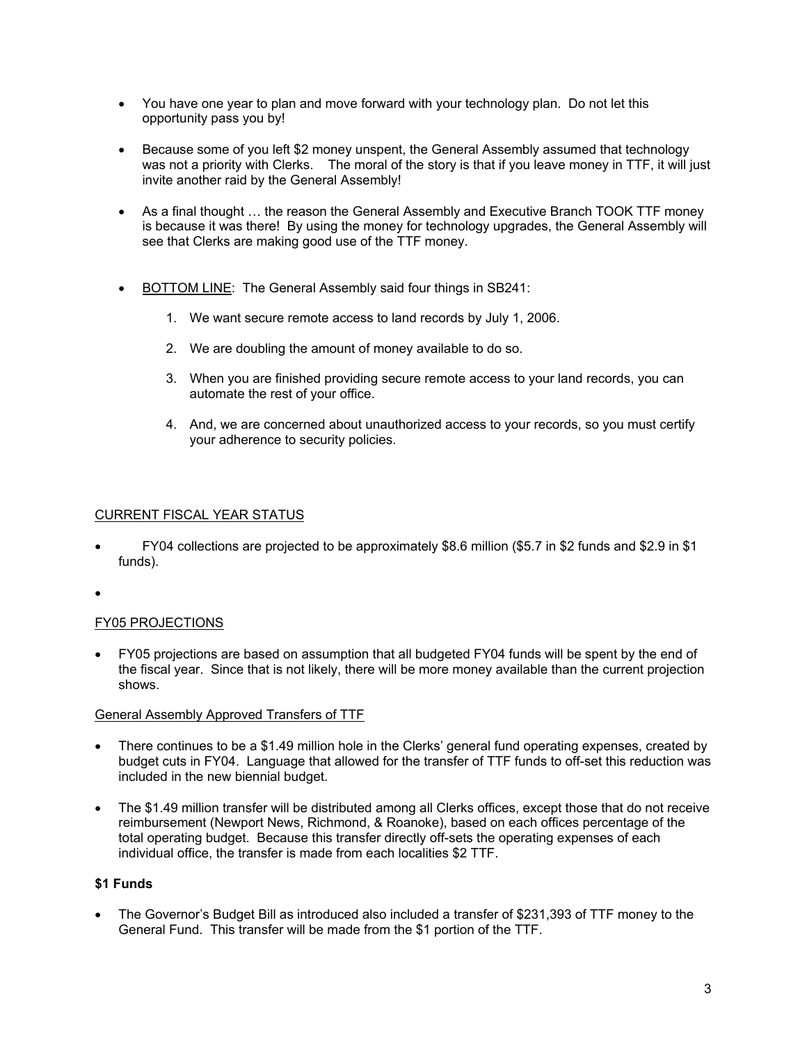- You have one year to plan and move forward with your technology plan. Do not let this opportunity pass you by!

- Because some of you left $2 money unspent, the General Assembly assumed that technology was not a priority with Clerks. The moral of the story is that if you leave money in TTF, it will just invite another raid by the General Assembly!

- As a final thought … the reason the General Assembly and Executive Branch TOOK TTF money is because it was there! By using the money for technology upgrades, the General Assembly will see that Clerks are making good use of the TTF money.

- <u>BOTTOM LINE</u>: The General Assembly said four things in SB241:

  1. We want secure remote access to land records by July 1, 2006.
  2. We are doubling the amount of money available to do so.
  3. When you are finished providing secure remote access to your land records, you can automate the rest of your office.
  4. And, we are concerned about unauthorized access to your records, so you must certify your adherence to security policies.

<u>CURRENT FISCAL YEAR STATUS</u>

- FY04 collections are projected to be approximately $8.6 million ($5.7 in $2 funds and $2.9 in $1 funds).

-

<u>FY05 PROJECTIONS</u>

- FY05 projections are based on assumption that all budgeted FY04 funds will be spent by the end of the fiscal year. Since that is not likely, there will be more money available than the current projection shows.

<u>General Assembly Approved Transfers of TTF</u>

- There continues to be a $1.49 million hole in the Clerks' general fund operating expenses, created by budget cuts in FY04. Language that allowed for the transfer of TTF funds to off-set this reduction was included in the new biennial budget.

- The $1.49 million transfer will be distributed among all Clerks offices, except those that do not receive reimbursement (Newport News, Richmond, & Roanoke), based on each offices percentage of the total operating budget. Because this transfer directly off-sets the operating expenses of each individual office, the transfer is made from each localities $2 TTF.

**$1 Funds**

- The Governor's Budget Bill as introduced also included a transfer of $231,393 of TTF money to the General Fund. This transfer will be made from the $1 portion of the TTF.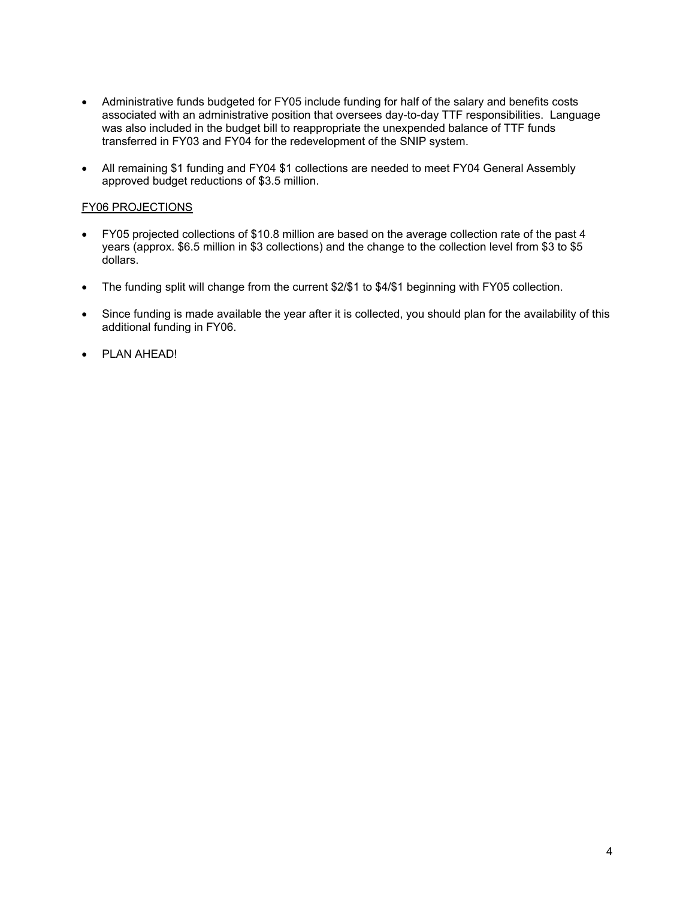- Administrative funds budgeted for FY05 include funding for half of the salary and benefits costs associated with an administrative position that oversees day-to-day TTF responsibilities. Language was also included in the budget bill to reappropriate the unexpended balance of TTF funds transferred in FY03 and FY04 for the redevelopment of the SNIP system.

- All remaining $1 funding and FY04 $1 collections are needed to meet FY04 General Assembly approved budget reductions of $3.5 million.

<u>FY06 PROJECTIONS</u>

- FY05 projected collections of $10.8 million are based on the average collection rate of the past 4 years (approx. $6.5 million in $3 collections) and the change to the collection level from $3 to $5 dollars.

- The funding split will change from the current $2/$1 to $4/$1 beginning with FY05 collection.

- Since funding is made available the year after it is collected, you should plan for the availability of this additional funding in FY06.

- PLAN AHEAD!